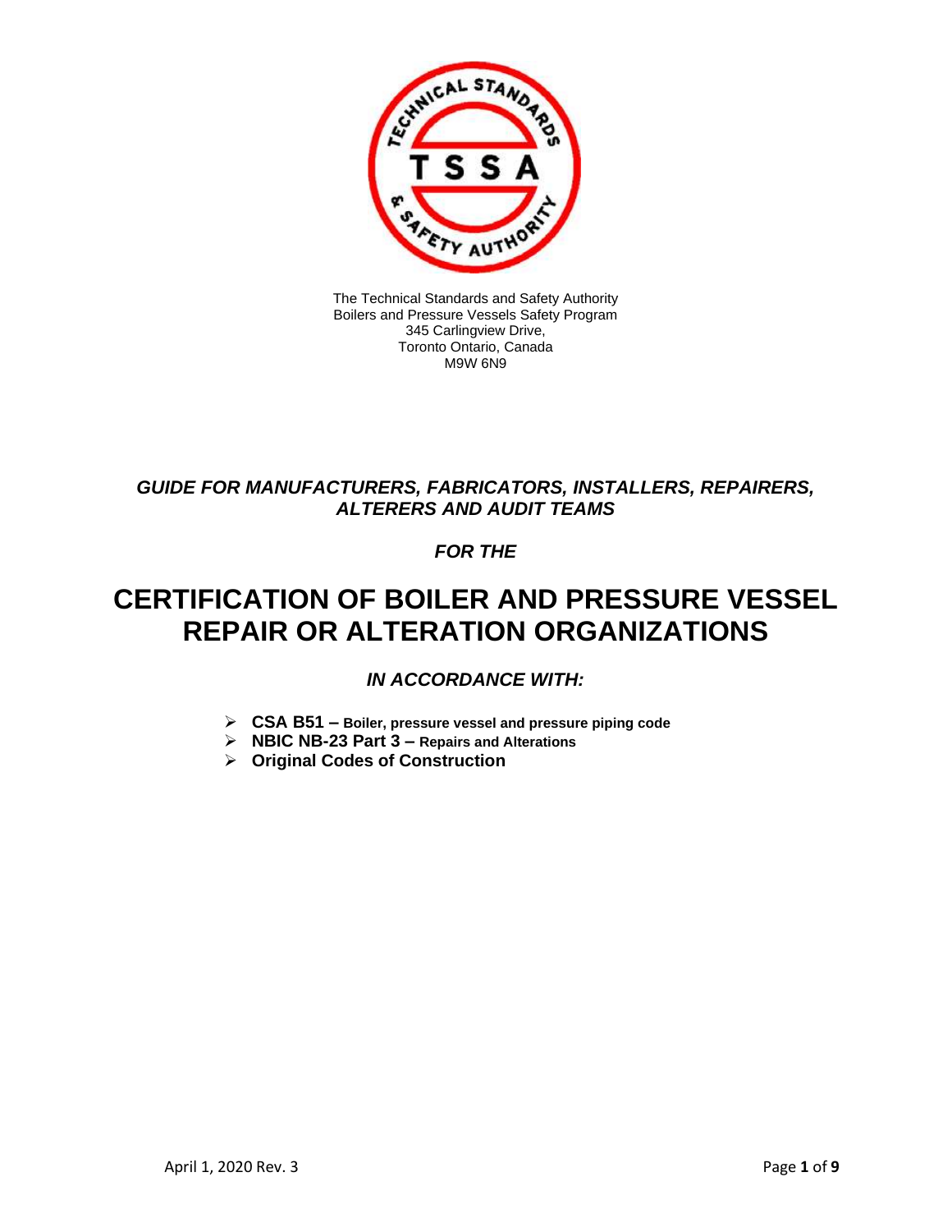The Technical Standards and Safety Authority
Boilers and Pressure Vessels Safety Program
345 Carlingview Drive,
Toronto Ontario, Canada
M9W 6N9

***GUIDE FOR MANUFACTURERS, FABRICATORS, INSTALLERS, REPAIRERS, ALTERERS AND AUDIT TEAMS***

***FOR THE***

# CERTIFICATION OF BOILER AND PRESSURE VESSEL REPAIR OR ALTERATION ORGANIZATIONS

***IN ACCORDANCE WITH:***

- **CSA B51 – Boiler, pressure vessel and pressure piping code**
- **NBIC NB-23 Part 3 – Repairs and Alterations**
- **Original Codes of Construction**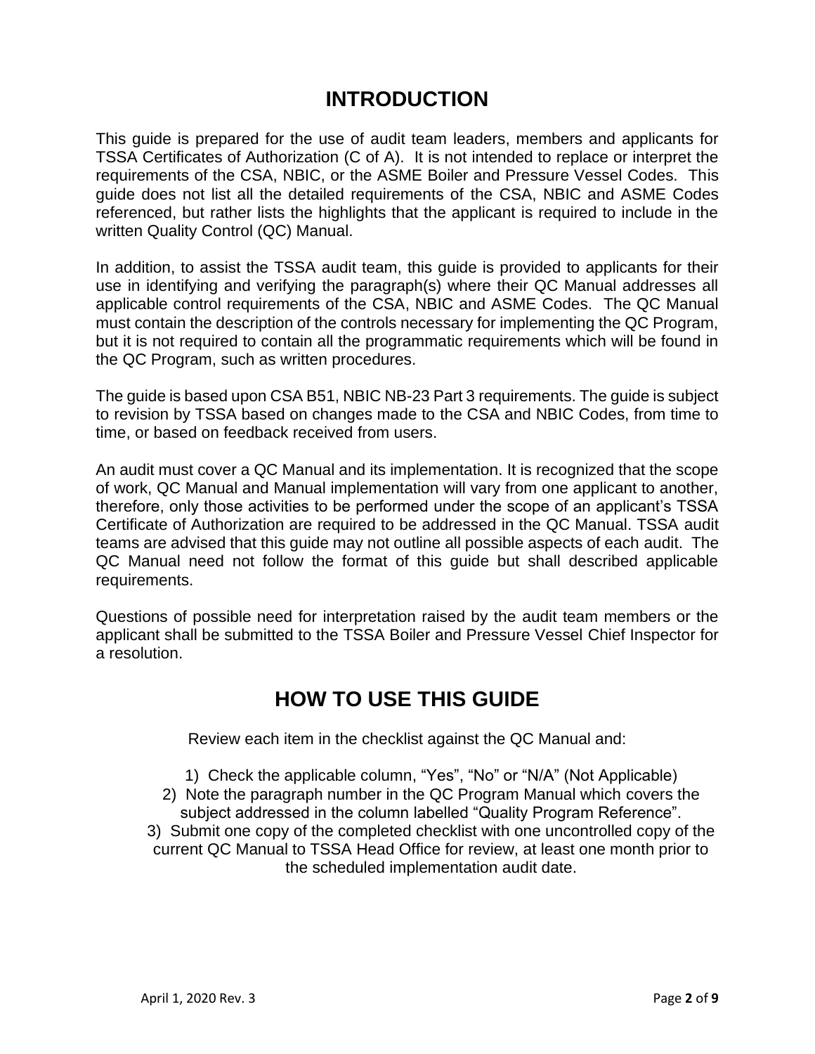# INTRODUCTION

This guide is prepared for the use of audit team leaders, members and applicants for TSSA Certificates of Authorization (C of A). It is not intended to replace or interpret the requirements of the CSA, NBIC, or the ASME Boiler and Pressure Vessel Codes. This guide does not list all the detailed requirements of the CSA, NBIC and ASME Codes referenced, but rather lists the highlights that the applicant is required to include in the written Quality Control (QC) Manual.

In addition, to assist the TSSA audit team, this guide is provided to applicants for their use in identifying and verifying the paragraph(s) where their QC Manual addresses all applicable control requirements of the CSA, NBIC and ASME Codes. The QC Manual must contain the description of the controls necessary for implementing the QC Program, but it is not required to contain all the programmatic requirements which will be found in the QC Program, such as written procedures.

The guide is based upon CSA B51, NBIC NB-23 Part 3 requirements. The guide is subject to revision by TSSA based on changes made to the CSA and NBIC Codes, from time to time, or based on feedback received from users.

An audit must cover a QC Manual and its implementation. It is recognized that the scope of work, QC Manual and Manual implementation will vary from one applicant to another, therefore, only those activities to be performed under the scope of an applicant's TSSA Certificate of Authorization are required to be addressed in the QC Manual. TSSA audit teams are advised that this guide may not outline all possible aspects of each audit. The QC Manual need not follow the format of this guide but shall described applicable requirements.

Questions of possible need for interpretation raised by the audit team members or the applicant shall be submitted to the TSSA Boiler and Pressure Vessel Chief Inspector for a resolution.

# HOW TO USE THIS GUIDE

Review each item in the checklist against the QC Manual and:

1) Check the applicable column, "Yes", "No" or "N/A" (Not Applicable)
2) Note the paragraph number in the QC Program Manual which covers the subject addressed in the column labelled "Quality Program Reference".
3) Submit one copy of the completed checklist with one uncontrolled copy of the current QC Manual to TSSA Head Office for review, at least one month prior to the scheduled implementation audit date.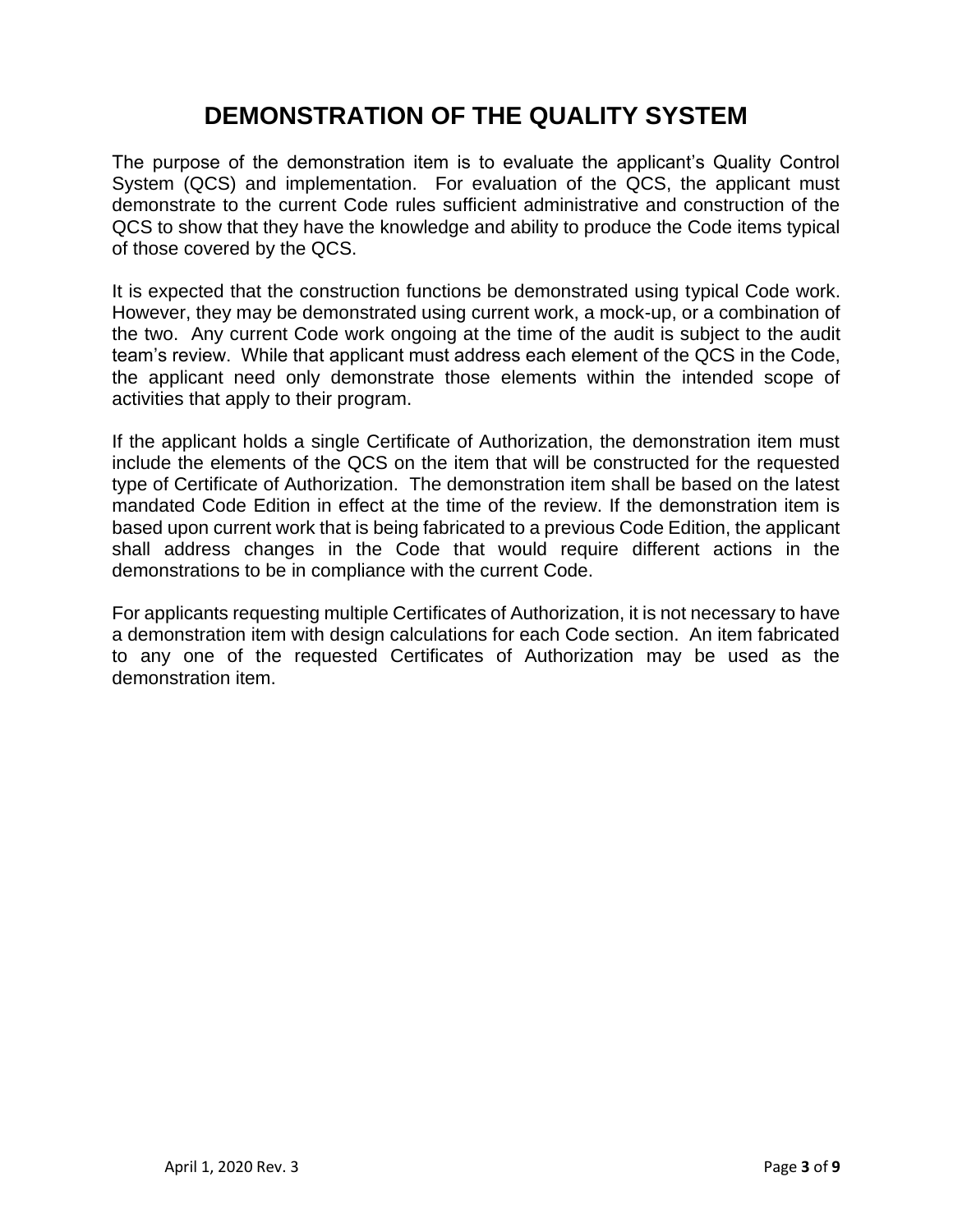# DEMONSTRATION OF THE QUALITY SYSTEM

The purpose of the demonstration item is to evaluate the applicant's Quality Control System (QCS) and implementation. For evaluation of the QCS, the applicant must demonstrate to the current Code rules sufficient administrative and construction of the QCS to show that they have the knowledge and ability to produce the Code items typical of those covered by the QCS.

It is expected that the construction functions be demonstrated using typical Code work. However, they may be demonstrated using current work, a mock-up, or a combination of the two. Any current Code work ongoing at the time of the audit is subject to the audit team's review. While that applicant must address each element of the QCS in the Code, the applicant need only demonstrate those elements within the intended scope of activities that apply to their program.

If the applicant holds a single Certificate of Authorization, the demonstration item must include the elements of the QCS on the item that will be constructed for the requested type of Certificate of Authorization. The demonstration item shall be based on the latest mandated Code Edition in effect at the time of the review. If the demonstration item is based upon current work that is being fabricated to a previous Code Edition, the applicant shall address changes in the Code that would require different actions in the demonstrations to be in compliance with the current Code.

For applicants requesting multiple Certificates of Authorization, it is not necessary to have a demonstration item with design calculations for each Code section. An item fabricated to any one of the requested Certificates of Authorization may be used as the demonstration item.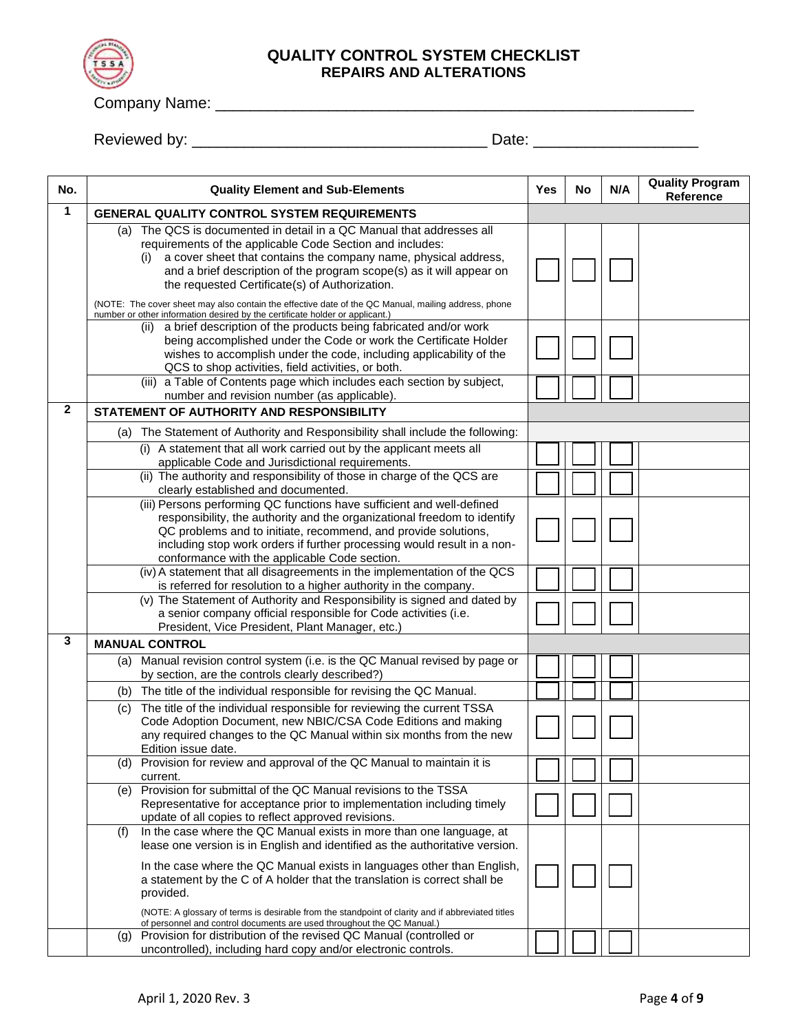# QUALITY CONTROL SYSTEM CHECKLIST
## REPAIRS AND ALTERATIONS

Company Name: ___________________________________________________________

Reviewed by: ____________________________________ Date: ___________________

| No. | Quality Element and Sub-Elements | Yes | No | N/A | Quality Program Reference |
|---|---|---|---|---|---|
| 1 | **GENERAL QUALITY CONTROL SYSTEM REQUIREMENTS** | | | | |
| | (a) The QCS is documented in detail in a QC Manual that addresses all requirements of the applicable Code Section and includes:<br>(i) a cover sheet that contains the company name, physical address, and a brief description of the program scope(s) as it will appear on the requested Certificate(s) of Authorization.<br>(NOTE: The cover sheet may also contain the effective date of the QC Manual, mailing address, phone number or other information desired by the certificate holder or applicant.) | ☐ | ☐ | ☐ | |
| | (ii) a brief description of the products being fabricated and/or work being accomplished under the Code or work the Certificate Holder wishes to accomplish under the code, including applicability of the QCS to shop activities, field activities, or both. | ☐ | ☐ | ☐ | |
| | (iii) a Table of Contents page which includes each section by subject, number and revision number (as applicable). | ☐ | ☐ | ☐ | |
| 2 | **STATEMENT OF AUTHORITY AND RESPONSIBILITY** | | | | |
| | (a) The Statement of Authority and Responsibility shall include the following: | | | | |
| | (i) A statement that all work carried out by the applicant meets all applicable Code and Jurisdictional requirements. | ☐ | ☐ | ☐ | |
| | (ii) The authority and responsibility of those in charge of the QCS are clearly established and documented. | ☐ | ☐ | ☐ | |
| | (iii) Persons performing QC functions have sufficient and well-defined responsibility, the authority and the organizational freedom to identify QC problems and to initiate, recommend, and provide solutions, including stop work orders if further processing would result in a non-conformance with the applicable Code section. | ☐ | ☐ | ☐ | |
| | (iv) A statement that all disagreements in the implementation of the QCS is referred for resolution to a higher authority in the company. | ☐ | ☐ | ☐ | |
| | (v) The Statement of Authority and Responsibility is signed and dated by a senior company official responsible for Code activities (i.e. President, Vice President, Plant Manager, etc.) | ☐ | ☐ | ☐ | |
| 3 | **MANUAL CONTROL** | | | | |
| | (a) Manual revision control system (i.e. is the QC Manual revised by page or by section, are the controls clearly described?) | ☐ | ☐ | ☐ | |
| | (b) The title of the individual responsible for revising the QC Manual. | ☐ | ☐ | ☐ | |
| | (c) The title of the individual responsible for reviewing the current TSSA Code Adoption Document, new NBIC/CSA Code Editions and making any required changes to the QC Manual within six months from the new Edition issue date. | ☐ | ☐ | ☐ | |
| | (d) Provision for review and approval of the QC Manual to maintain it is current. | ☐ | ☐ | ☐ | |
| | (e) Provision for submittal of the QC Manual revisions to the TSSA Representative for acceptance prior to implementation including timely update of all copies to reflect approved revisions. | ☐ | ☐ | ☐ | |
| | (f) In the case where the QC Manual exists in more than one language, at lease one version is in English and identified as the authoritative version.<br>In the case where the QC Manual exists in languages other than English, a statement by the C of A holder that the translation is correct shall be provided.<br>(NOTE: A glossary of terms is desirable from the standpoint of clarity and if abbreviated titles of personnel and control documents are used throughout the QC Manual.) | ☐ | ☐ | ☐ | |
| | (g) Provision for distribution of the revised QC Manual (controlled or uncontrolled), including hard copy and/or electronic controls. | ☐ | ☐ | ☐ | |

April 1, 2020 Rev. 3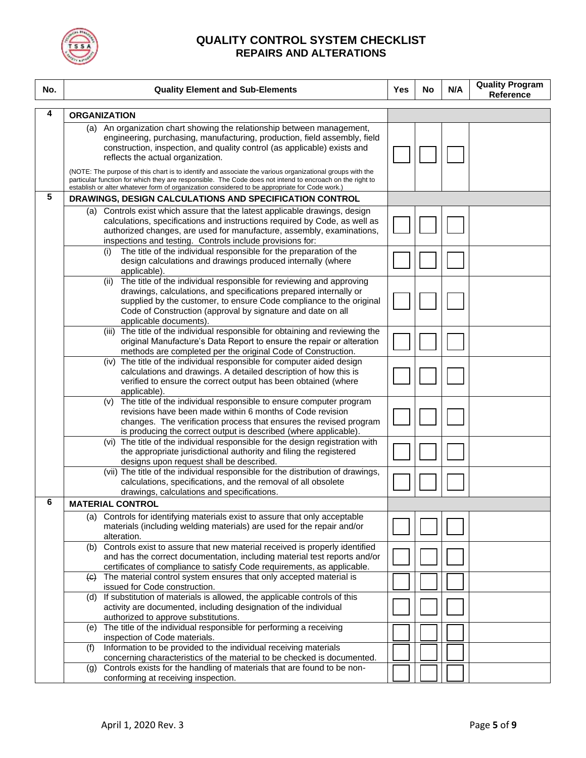# QUALITY CONTROL SYSTEM CHECKLIST
## REPAIRS AND ALTERATIONS

| No. | Quality Element and Sub-Elements | Yes | No | N/A | Quality Program Reference |
|---|---|---|---|---|---|
| 4 | **ORGANIZATION** | | | | |
| | (a) An organization chart showing the relationship between management, engineering, purchasing, manufacturing, production, field assembly, field construction, inspection, and quality control (as applicable) exists and reflects the actual organization. (NOTE: The purpose of this chart is to identify and associate the various organizational groups with the particular function for which they are responsible. The Code does not intend to encroach on the right to establish or alter whatever form of organization considered to be appropriate for Code work.) | ☐ | ☐ | ☐ | |
| 5 | **DRAWINGS, DESIGN CALCULATIONS AND SPECIFICATION CONTROL** | | | | |
| | (a) Controls exist which assure that the latest applicable drawings, design calculations, specifications and instructions required by Code, as well as authorized changes, are used for manufacture, assembly, examinations, inspections and testing. Controls include provisions for: | ☐ | ☐ | ☐ | |
| | (i) The title of the individual responsible for the preparation of the design calculations and drawings produced internally (where applicable). | ☐ | ☐ | ☐ | |
| | (ii) The title of the individual responsible for reviewing and approving drawings, calculations, and specifications prepared internally or supplied by the customer, to ensure Code compliance to the original Code of Construction (approval by signature and date on all applicable documents). | ☐ | ☐ | ☐ | |
| | (iii) The title of the individual responsible for obtaining and reviewing the original Manufacture's Data Report to ensure the repair or alteration methods are completed per the original Code of Construction. | ☐ | ☐ | ☐ | |
| | (iv) The title of the individual responsible for computer aided design calculations and drawings. A detailed description of how this is verified to ensure the correct output has been obtained (where applicable). | ☐ | ☐ | ☐ | |
| | (v) The title of the individual responsible to ensure computer program revisions have been made within 6 months of Code revision changes. The verification process that ensures the revised program is producing the correct output is described (where applicable). | ☐ | ☐ | ☐ | |
| | (vi) The title of the individual responsible for the design registration with the appropriate jurisdictional authority and filing the registered designs upon request shall be described. | ☐ | ☐ | ☐ | |
| | (vii) The title of the individual responsible for the distribution of drawings, calculations, specifications, and the removal of all obsolete drawings, calculations and specifications. | ☐ | ☐ | ☐ | |
| 6 | **MATERIAL CONTROL** | | | | |
| | (a) Controls for identifying materials exist to assure that only acceptable materials (including welding materials) are used for the repair and/or alteration. | ☐ | ☐ | ☐ | |
| | (b) Controls exist to assure that new material received is properly identified and has the correct documentation, including material test reports and/or certificates of compliance to satisfy Code requirements, as applicable. | ☐ | ☐ | ☐ | |
| | (c) The material control system ensures that only accepted material is issued for Code construction. | ☐ | ☐ | ☐ | |
| | (d) If substitution of materials is allowed, the applicable controls of this activity are documented, including designation of the individual authorized to approve substitutions. | ☐ | ☐ | ☐ | |
| | (e) The title of the individual responsible for performing a receiving inspection of Code materials. | ☐ | ☐ | ☐ | |
| | (f) Information to be provided to the individual receiving materials concerning characteristics of the material to be checked is documented. | ☐ | ☐ | ☐ | |
| | (g) Controls exists for the handling of materials that are found to be non-conforming at receiving inspection. | ☐ | ☐ | ☐ | |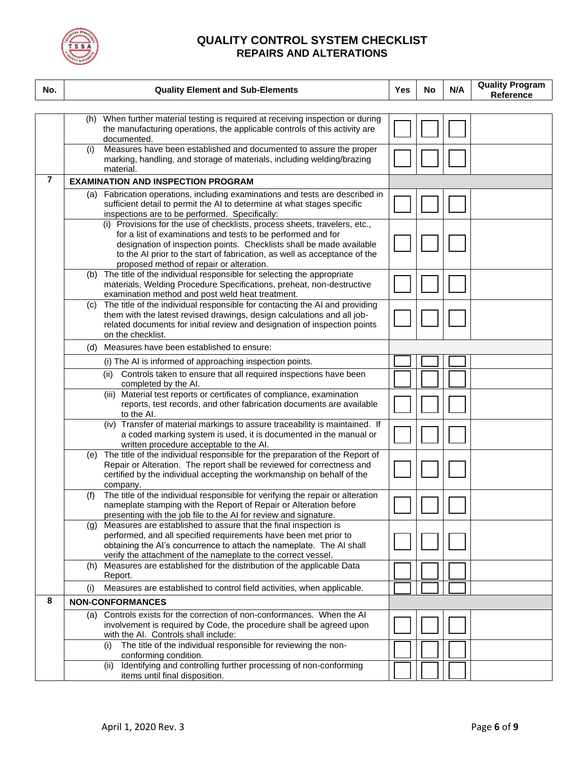# QUALITY CONTROL SYSTEM CHECKLIST
## REPAIRS AND ALTERATIONS

| No. | Quality Element and Sub-Elements | Yes | No | N/A | Quality Program Reference |
|---|---|---|---|---|---|
| | (h) When further material testing is required at receiving inspection or during the manufacturing operations, the applicable controls of this activity are documented. | ☐ | ☐ | ☐ | |
| | (i) Measures have been established and documented to assure the proper marking, handling, and storage of materials, including welding/brazing material. | ☐ | ☐ | ☐ | |
| **7** | **EXAMINATION AND INSPECTION PROGRAM** | | | | |
| | (a) Fabrication operations, including examinations and tests are described in sufficient detail to permit the AI to determine at what stages specific inspections are to be performed. Specifically: | ☐ | ☐ | ☐ | |
| | (i) Provisions for the use of checklists, process sheets, travelers, etc., for a list of examinations and tests to be performed and for designation of inspection points. Checklists shall be made available to the AI prior to the start of fabrication, as well as acceptance of the proposed method of repair or alteration. | ☐ | ☐ | ☐ | |
| | (b) The title of the individual responsible for selecting the appropriate materials, Welding Procedure Specifications, preheat, non-destructive examination method and post weld heat treatment. | ☐ | ☐ | ☐ | |
| | (c) The title of the individual responsible for contacting the AI and providing them with the latest revised drawings, design calculations and all job-related documents for initial review and designation of inspection points on the checklist. | ☐ | ☐ | ☐ | |
| | (d) Measures have been established to ensure: | | | | |
| | (i) The AI is informed of approaching inspection points. | ☐ | ☐ | ☐ | |
| | (ii) Controls taken to ensure that all required inspections have been completed by the AI. | ☐ | ☐ | ☐ | |
| | (iii) Material test reports or certificates of compliance, examination reports, test records, and other fabrication documents are available to the AI. | ☐ | ☐ | ☐ | |
| | (iv) Transfer of material markings to assure traceability is maintained. If a coded marking system is used, it is documented in the manual or written procedure acceptable to the AI. | ☐ | ☐ | ☐ | |
| | (e) The title of the individual responsible for the preparation of the Report of Repair or Alteration. The report shall be reviewed for correctness and certified by the individual accepting the workmanship on behalf of the company. | ☐ | ☐ | ☐ | |
| | (f) The title of the individual responsible for verifying the repair or alteration nameplate stamping with the Report of Repair or Alteration before presenting with the job file to the AI for review and signature. | ☐ | ☐ | ☐ | |
| | (g) Measures are established to assure that the final inspection is performed, and all specified requirements have been met prior to obtaining the AI's concurrence to attach the nameplate. The AI shall verify the attachment of the nameplate to the correct vessel. | ☐ | ☐ | ☐ | |
| | (h) Measures are established for the distribution of the applicable Data Report. | ☐ | ☐ | ☐ | |
| | (i) Measures are established to control field activities, when applicable. | ☐ | ☐ | ☐ | |
| **8** | **NON-CONFORMANCES** | | | | |
| | (a) Controls exists for the correction of non-conformances. When the AI involvement is required by Code, the procedure shall be agreed upon with the AI. Controls shall include: | ☐ | ☐ | ☐ | |
| | (i) The title of the individual responsible for reviewing the non-conforming condition. | ☐ | ☐ | ☐ | |
| | (ii) Identifying and controlling further processing of non-conforming items until final disposition. | ☐ | ☐ | ☐ | |

April 1, 2020 Rev. 3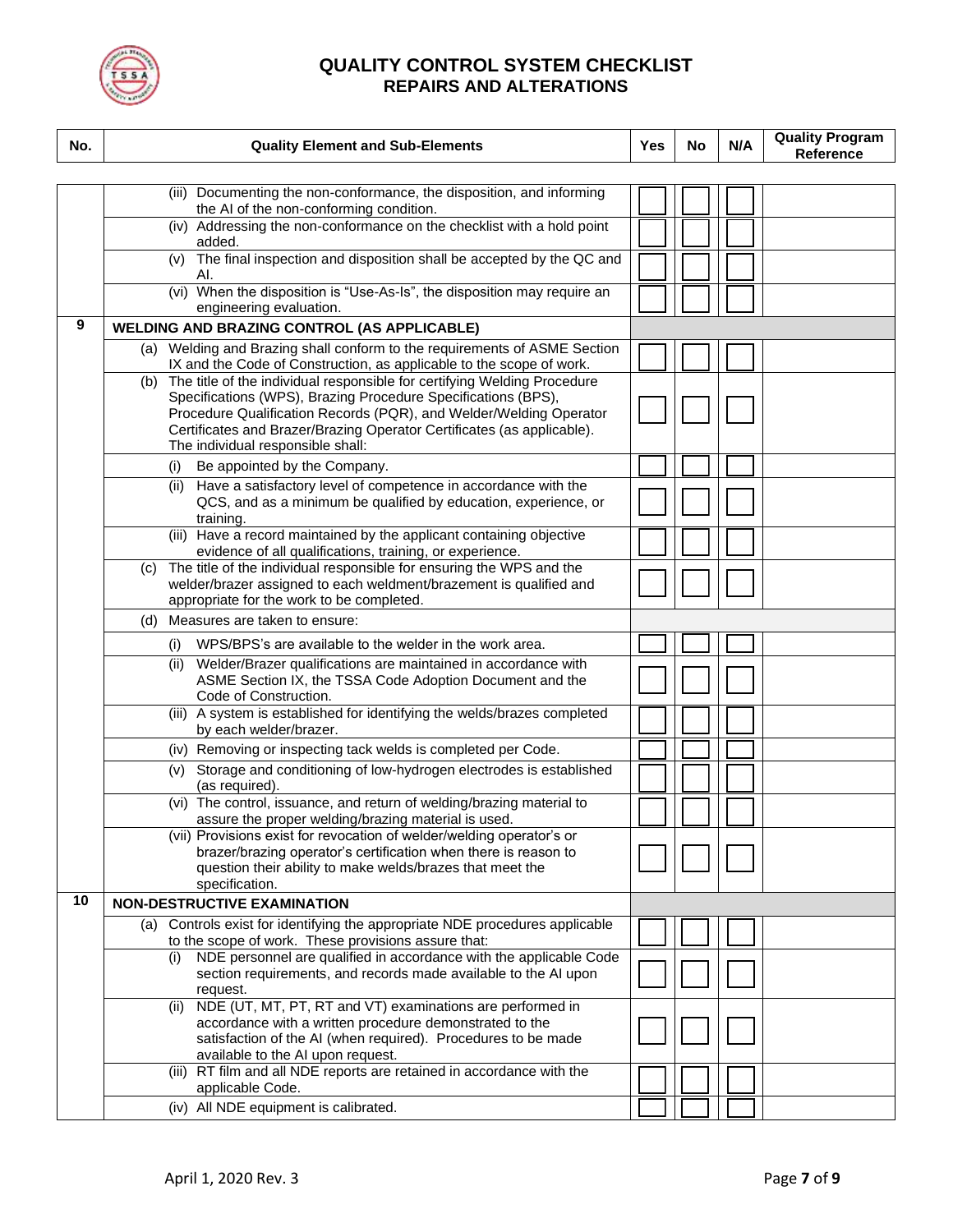# QUALITY CONTROL SYSTEM CHECKLIST
## REPAIRS AND ALTERATIONS

| No. | Quality Element and Sub-Elements | Yes | No | N/A | Quality Program Reference |
|---|---|---|---|---|---|
| | (iii) Documenting the non-conformance, the disposition, and informing the AI of the non-conforming condition. | | | | |
| | (iv) Addressing the non-conformance on the checklist with a hold point added. | | | | |
| | (v) The final inspection and disposition shall be accepted by the QC and AI. | | | | |
| | (vi) When the disposition is "Use-As-Is", the disposition may require an engineering evaluation. | | | | |
| **9** | **WELDING AND BRAZING CONTROL (AS APPLICABLE)** | | | | |
| | (a) Welding and Brazing shall conform to the requirements of ASME Section IX and the Code of Construction, as applicable to the scope of work. | | | | |
| | (b) The title of the individual responsible for certifying Welding Procedure Specifications (WPS), Brazing Procedure Specifications (BPS), Procedure Qualification Records (PQR), and Welder/Welding Operator Certificates and Brazer/Brazing Operator Certificates (as applicable). The individual responsible shall: | | | | |
| | (i) Be appointed by the Company. | | | | |
| | (ii) Have a satisfactory level of competence in accordance with the QCS, and as a minimum be qualified by education, experience, or training. | | | | |
| | (iii) Have a record maintained by the applicant containing objective evidence of all qualifications, training, or experience. | | | | |
| | (c) The title of the individual responsible for ensuring the WPS and the welder/brazer assigned to each weldment/brazement is qualified and appropriate for the work to be completed. | | | | |
| | (d) Measures are taken to ensure: | | | | |
| | (i) WPS/BPS's are available to the welder in the work area. | | | | |
| | (ii) Welder/Brazer qualifications are maintained in accordance with ASME Section IX, the TSSA Code Adoption Document and the Code of Construction. | | | | |
| | (iii) A system is established for identifying the welds/brazes completed by each welder/brazer. | | | | |
| | (iv) Removing or inspecting tack welds is completed per Code. | | | | |
| | (v) Storage and conditioning of low-hydrogen electrodes is established (as required). | | | | |
| | (vi) The control, issuance, and return of welding/brazing material to assure the proper welding/brazing material is used. | | | | |
| | (vii) Provisions exist for revocation of welder/welding operator's or brazer/brazing operator's certification when there is reason to question their ability to make welds/brazes that meet the specification. | | | | |
| **10** | **NON-DESTRUCTIVE EXAMINATION** | | | | |
| | (a) Controls exist for identifying the appropriate NDE procedures applicable to the scope of work. These provisions assure that: | | | | |
| | (i) NDE personnel are qualified in accordance with the applicable Code section requirements, and records made available to the AI upon request. | | | | |
| | (ii) NDE (UT, MT, PT, RT and VT) examinations are performed in accordance with a written procedure demonstrated to the satisfaction of the AI (when required). Procedures to be made available to the AI upon request. | | | | |
| | (iii) RT film and all NDE reports are retained in accordance with the applicable Code. | | | | |
| | (iv) All NDE equipment is calibrated. | | | | |

April 1, 2020 Rev. 3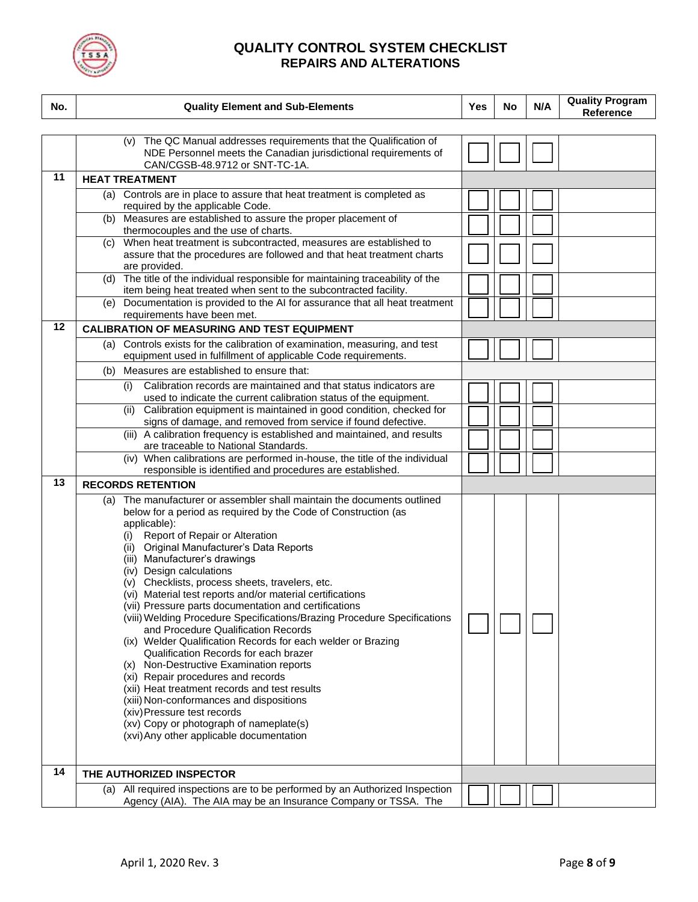# QUALITY CONTROL SYSTEM CHECKLIST
## REPAIRS AND ALTERATIONS

| No. | Quality Element and Sub-Elements | Yes | No | N/A | Quality Program Reference |
|---|---|---|---|---|---|
| | (v) The QC Manual addresses requirements that the Qualification of NDE Personnel meets the Canadian jurisdictional requirements of CAN/CGSB-48.9712 or SNT-TC-1A. | ☐ | ☐ | ☐ | |
| 11 | **HEAT TREATMENT** | | | | |
| | (a) Controls are in place to assure that heat treatment is completed as required by the applicable Code. | ☐ | ☐ | ☐ | |
| | (b) Measures are established to assure the proper placement of thermocouples and the use of charts. | ☐ | ☐ | ☐ | |
| | (c) When heat treatment is subcontracted, measures are established to assure that the procedures are followed and that heat treatment charts are provided. | ☐ | ☐ | ☐ | |
| | (d) The title of the individual responsible for maintaining traceability of the item being heat treated when sent to the subcontracted facility. | ☐ | ☐ | ☐ | |
| | (e) Documentation is provided to the AI for assurance that all heat treatment requirements have been met. | ☐ | ☐ | ☐ | |
| 12 | **CALIBRATION OF MEASURING AND TEST EQUIPMENT** | | | | |
| | (a) Controls exists for the calibration of examination, measuring, and test equipment used in fulfillment of applicable Code requirements. | ☐ | ☐ | ☐ | |
| | (b) Measures are established to ensure that: | | | | |
| | (i) Calibration records are maintained and that status indicators are used to indicate the current calibration status of the equipment. | ☐ | ☐ | ☐ | |
| | (ii) Calibration equipment is maintained in good condition, checked for signs of damage, and removed from service if found defective. | ☐ | ☐ | ☐ | |
| | (iii) A calibration frequency is established and maintained, and results are traceable to National Standards. | ☐ | ☐ | ☐ | |
| | (iv) When calibrations are performed in-house, the title of the individual responsible is identified and procedures are established. | ☐ | ☐ | ☐ | |
| 13 | **RECORDS RETENTION** | | | | |
| | (a) The manufacturer or assembler shall maintain the documents outlined below for a period as required by the Code of Construction (as applicable):<br>(i) Report of Repair or Alteration<br>(ii) Original Manufacturer's Data Reports<br>(iii) Manufacturer's drawings<br>(iv) Design calculations<br>(v) Checklists, process sheets, travelers, etc.<br>(vi) Material test reports and/or material certifications<br>(vii) Pressure parts documentation and certifications<br>(viii) Welding Procedure Specifications/Brazing Procedure Specifications and Procedure Qualification Records<br>(ix) Welder Qualification Records for each welder or Brazing Qualification Records for each brazer<br>(x) Non-Destructive Examination reports<br>(xi) Repair procedures and records<br>(xii) Heat treatment records and test results<br>(xiii) Non-conformances and dispositions<br>(xiv) Pressure test records<br>(xv) Copy or photograph of nameplate(s)<br>(xvi) Any other applicable documentation | ☐ | ☐ | ☐ | |
| 14 | **THE AUTHORIZED INSPECTOR** | | | | |
| | (a) All required inspections are to be performed by an Authorized Inspection Agency (AIA). The AIA may be an Insurance Company or TSSA. The | ☐ | ☐ | ☐ | |

April 1, 2020 Rev. 3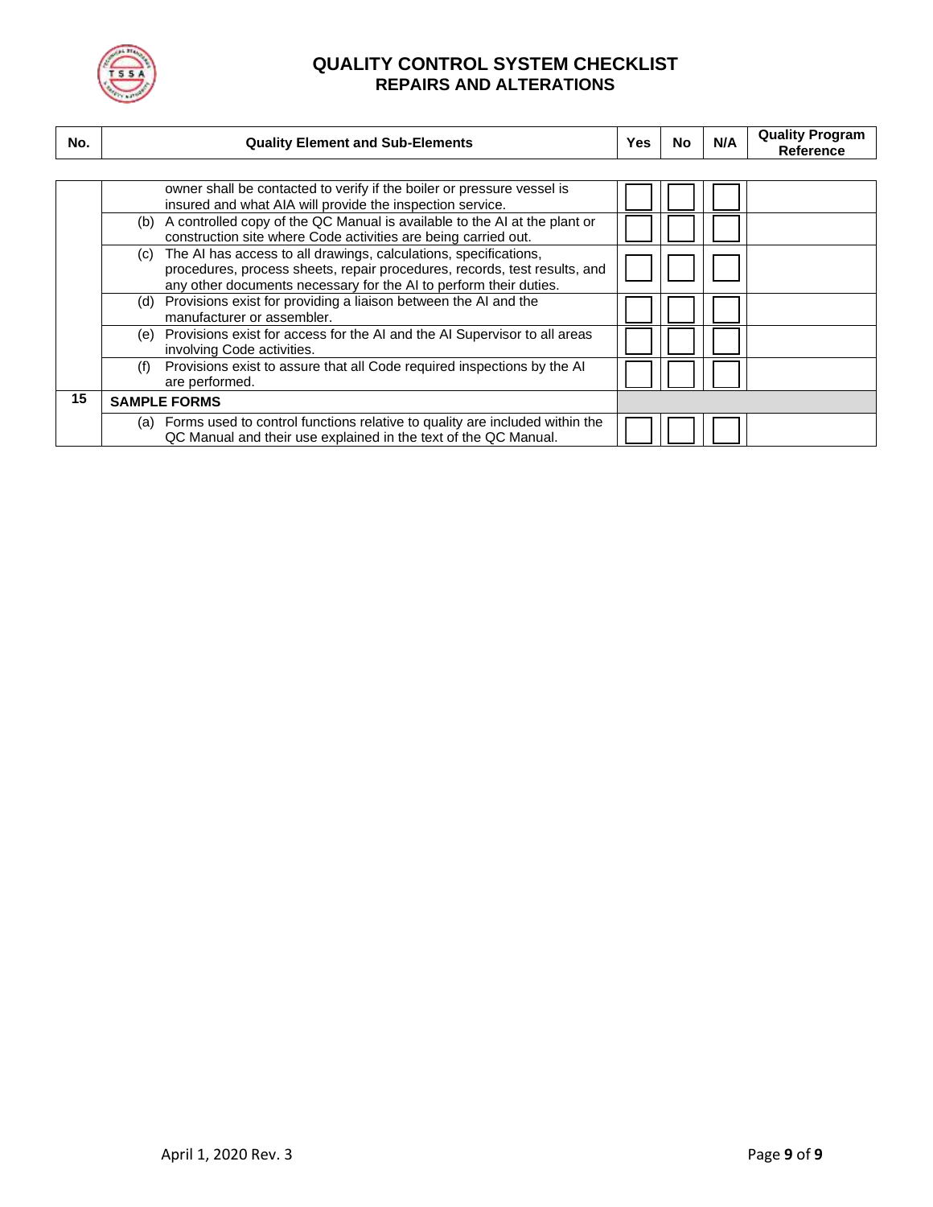# QUALITY CONTROL SYSTEM CHECKLIST
## REPAIRS AND ALTERATIONS

| No. | Quality Element and Sub-Elements | Yes | No | N/A | Quality Program Reference |
|---|---|---|---|---|---|
| | owner shall be contacted to verify if the boiler or pressure vessel is insured and what AIA will provide the inspection service. | ☐ | ☐ | ☐ | |
| | (b) A controlled copy of the QC Manual is available to the AI at the plant or construction site where Code activities are being carried out. | ☐ | ☐ | ☐ | |
| | (c) The AI has access to all drawings, calculations, specifications, procedures, process sheets, repair procedures, records, test results, and any other documents necessary for the AI to perform their duties. | ☐ | ☐ | ☐ | |
| | (d) Provisions exist for providing a liaison between the AI and the manufacturer or assembler. | ☐ | ☐ | ☐ | |
| | (e) Provisions exist for access for the AI and the AI Supervisor to all areas involving Code activities. | ☐ | ☐ | ☐ | |
| | (f) Provisions exist to assure that all Code required inspections by the AI are performed. | ☐ | ☐ | ☐ | |
| **15** | **SAMPLE FORMS** | | | | |
| | (a) Forms used to control functions relative to quality are included within the QC Manual and their use explained in the text of the QC Manual. | ☐ | ☐ | ☐ | |

April 1, 2020 Rev. 3